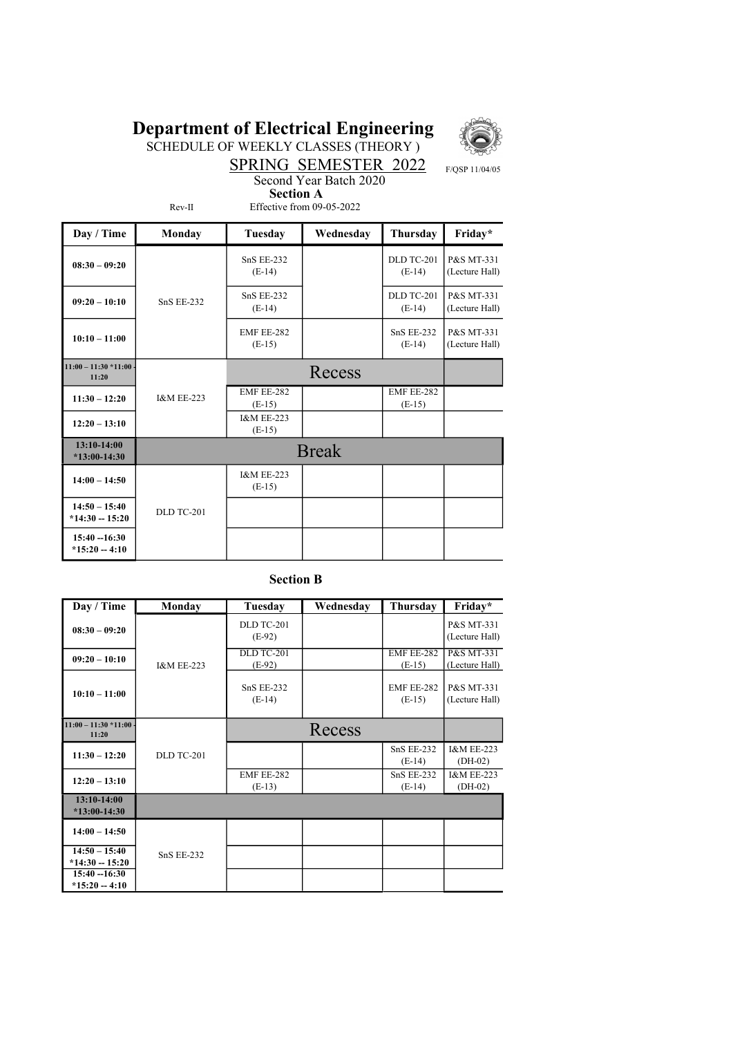# Department of Electrical Engineering

SCHEDULE OF WEEKLY CLASSES (THEORY )

SPRING SEMESTER 2022

F/QSP 11/04/05

Second Year Batch 2020

**Section A**

Rev-II Effective from 09-05-2022

| Day / Time | Monday | Tuesday | Wednesday | Thursday | Friday* |
|---|---|---|---|---|---|
| 08:30 – 09:20 | SnS EE-232 | SnS EE-232 (E-14) | | DLD TC-201 (E-14) | P&S MT-331 (Lecture Hall) |
| 09:20 – 10:10 | | SnS EE-232 (E-14) | | DLD TC-201 (E-14) | P&S MT-331 (Lecture Hall) |
| 10:10 – 11:00 | | EMF EE-282 (E-15) | | SnS EE-232 (E-14) | P&S MT-331 (Lecture Hall) |
| 11:00 – 11:30 *11:00 - 11:20 | I&M EE-223 | Recess | | | |
| 11:30 – 12:20 | | EMF EE-282 (E-15) | | EMF EE-282 (E-15) | |
| 12:20 – 13:10 | | I&M EE-223 (E-15) | | | |
| 13:10-14:00 *13:00-14:30 | Break | | | | |
| 14:00 – 14:50 | DLD TC-201 | I&M EE-223 (E-15) | | | |
| 14:50 – 15:40 *14:30 -- 15:20 | | | | | |
| 15:40 --16:30 *15:20 -- 4:10 | | | | | |

**Section B**

| Day / Time | Monday | Tuesday | Wednesday | Thursday | Friday* |
|---|---|---|---|---|---|
| 08:30 – 09:20 | I&M EE-223 | DLD TC-201 (E-92) | | | P&S MT-331 (Lecture Hall) |
| 09:20 – 10:10 | | DLD TC-201 (E-92) | | EMF EE-282 (E-15) | P&S MT-331 (Lecture Hall) |
| 10:10 – 11:00 | | SnS EE-232 (E-14) | | EMF EE-282 (E-15) | P&S MT-331 (Lecture Hall) |
| 11:00 – 11:30 *11:00 - 11:20 | DLD TC-201 | Recess | | | |
| 11:30 – 12:20 | | | | SnS EE-232 (E-14) | I&M EE-223 (DH-02) |
| 12:20 – 13:10 | | EMF EE-282 (E-13) | | SnS EE-232 (E-14) | I&M EE-223 (DH-02) |
| 13:10-14:00 *13:00-14:30 | | | | | |
| 14:00 – 14:50 | SnS EE-232 | | | | |
| 14:50 – 15:40 *14:30 -- 15:20 | | | | | |
| 15:40 --16:30 *15:20 -- 4:10 | | | | | |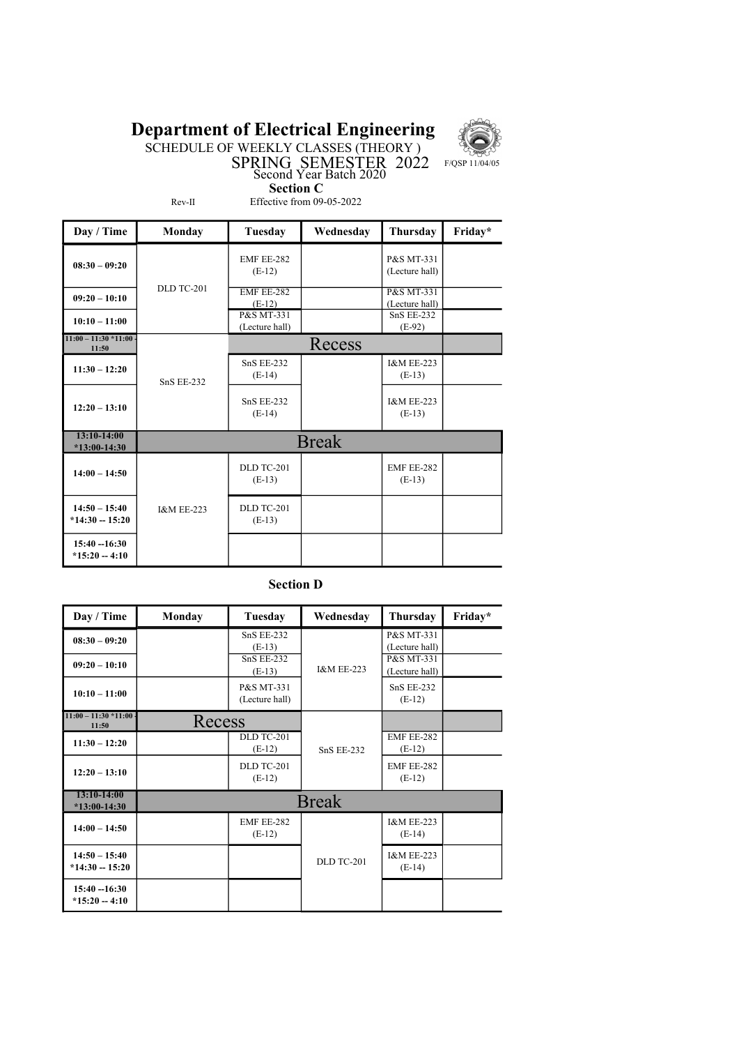# Department of Electrical Engineering

SCHEDULE OF WEEKLY CLASSES (THEORY )

SPRING SEMESTER 2022

F/QSP 11/04/05

Second Year Batch 2020

**Section C**

Rev-II　　　Effective from 09-05-2022

| Day / Time | Monday | Tuesday | Wednesday | Thursday | Friday* |
|---|---|---|---|---|---|
| 08:30 – 09:20 | DLD TC-201 | EMF EE-282 (E-12) | | P&S MT-331 (Lecture hall) | |
| 09:20 – 10:10 | | EMF EE-282 (E-12) | | P&S MT-331 (Lecture hall) | |
| 10:10 – 11:00 | | P&S MT-331 (Lecture hall) | | SnS EE-232 (E-92) | |
| 11:00 – 11:30 *11:00 - 11:50 | SnS EE-232 | Recess | | | |
| 11:30 – 12:20 | | SnS EE-232 (E-14) | | I&M EE-223 (E-13) | |
| 12:20 – 13:10 | | SnS EE-232 (E-14) | | I&M EE-223 (E-13) | |
| 13:10-14:00 *13:00-14:30 | Break | | | | |
| 14:00 – 14:50 | I&M EE-223 | DLD TC-201 (E-13) | | EMF EE-282 (E-13) | |
| 14:50 – 15:40 *14:30 -- 15:20 | | DLD TC-201 (E-13) | | | |
| 15:40 --16:30 *15:20 -- 4:10 | | | | | |

**Section D**

| Day / Time | Monday | Tuesday | Wednesday | Thursday | Friday* |
|---|---|---|---|---|---|
| 08:30 – 09:20 | | SnS EE-232 (E-13) | I&M EE-223 | P&S MT-331 (Lecture hall) | |
| 09:20 – 10:10 | | SnS EE-232 (E-13) | | P&S MT-331 (Lecture hall) | |
| 10:10 – 11:00 | | P&S MT-331 (Lecture hall) | | SnS EE-232 (E-12) | |
| 11:00 – 11:30 *11:00 - 11:50 | Recess | | SnS EE-232 | | |
| 11:30 – 12:20 | | DLD TC-201 (E-12) | | EMF EE-282 (E-12) | |
| 12:20 – 13:10 | | DLD TC-201 (E-12) | | EMF EE-282 (E-12) | |
| 13:10-14:00 *13:00-14:30 | Break | | | | |
| 14:00 – 14:50 | | EMF EE-282 (E-12) | DLD TC-201 | I&M EE-223 (E-14) | |
| 14:50 – 15:40 *14:30 -- 15:20 | | | | I&M EE-223 (E-14) | |
| 15:40 --16:30 *15:20 -- 4:10 | | | | | |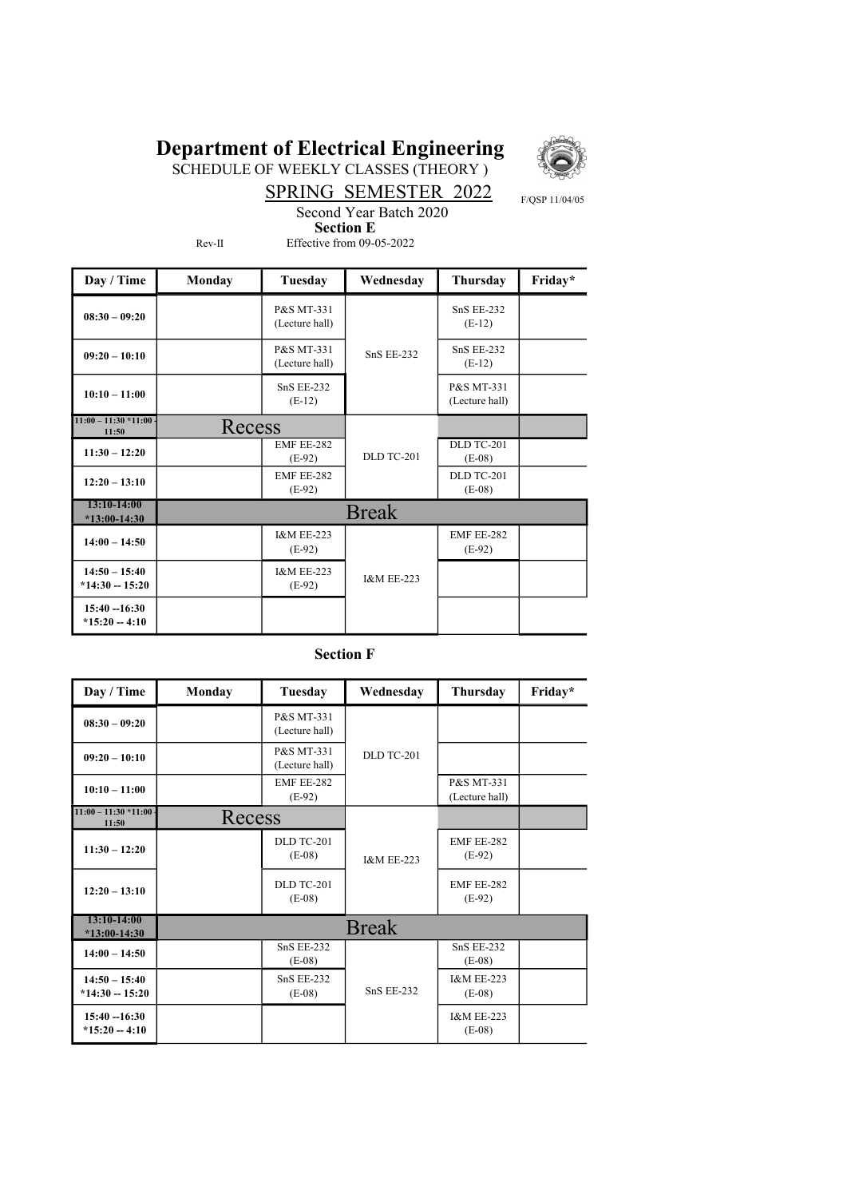# Department of Electrical Engineering

SCHEDULE OF WEEKLY CLASSES (THEORY )

SPRING SEMESTER 2022

F/QSP 11/04/05

Second Year Batch 2020

**Section E**

Rev-II Effective from 09-05-2022

| Day / Time | Monday | Tuesday | Wednesday | Thursday | Friday* |
|---|---|---|---|---|---|
| 08:30 – 09:20 | | P&S MT-331 (Lecture hall) | SnS EE-232 | SnS EE-232 (E-12) | |
| 09:20 – 10:10 | | P&S MT-331 (Lecture hall) | | SnS EE-232 (E-12) | |
| 10:10 – 11:00 | | SnS EE-232 (E-12) | | P&S MT-331 (Lecture hall) | |
| 11:00 – 11:30 *11:00 - 11:50 | Recess | | DLD TC-201 | | |
| 11:30 – 12:20 | | EMF EE-282 (E-92) | | DLD TC-201 (E-08) | |
| 12:20 – 13:10 | | EMF EE-282 (E-92) | | DLD TC-201 (E-08) | |
| 13:10-14:00 *13:00-14:30 | Break | | | | |
| 14:00 – 14:50 | | I&M EE-223 (E-92) | I&M EE-223 | EMF EE-282 (E-92) | |
| 14:50 – 15:40 *14:30 -- 15:20 | | I&M EE-223 (E-92) | | | |
| 15:40 --16:30 *15:20 -- 4:10 | | | | | |

**Section F**

| Day / Time | Monday | Tuesday | Wednesday | Thursday | Friday* |
|---|---|---|---|---|---|
| 08:30 – 09:20 | | P&S MT-331 (Lecture hall) | DLD TC-201 | | |
| 09:20 – 10:10 | | P&S MT-331 (Lecture hall) | | | |
| 10:10 – 11:00 | | EMF EE-282 (E-92) | | P&S MT-331 (Lecture hall) | |
| 11:00 – 11:30 *11:00 - 11:50 | Recess | | I&M EE-223 | | |
| 11:30 – 12:20 | | DLD TC-201 (E-08) | | EMF EE-282 (E-92) | |
| 12:20 – 13:10 | | DLD TC-201 (E-08) | | EMF EE-282 (E-92) | |
| 13:10-14:00 *13:00-14:30 | Break | | | | |
| 14:00 – 14:50 | | SnS EE-232 (E-08) | SnS EE-232 | SnS EE-232 (E-08) | |
| 14:50 – 15:40 *14:30 -- 15:20 | | SnS EE-232 (E-08) | | I&M EE-223 (E-08) | |
| 15:40 --16:30 *15:20 -- 4:10 | | | | I&M EE-223 (E-08) | |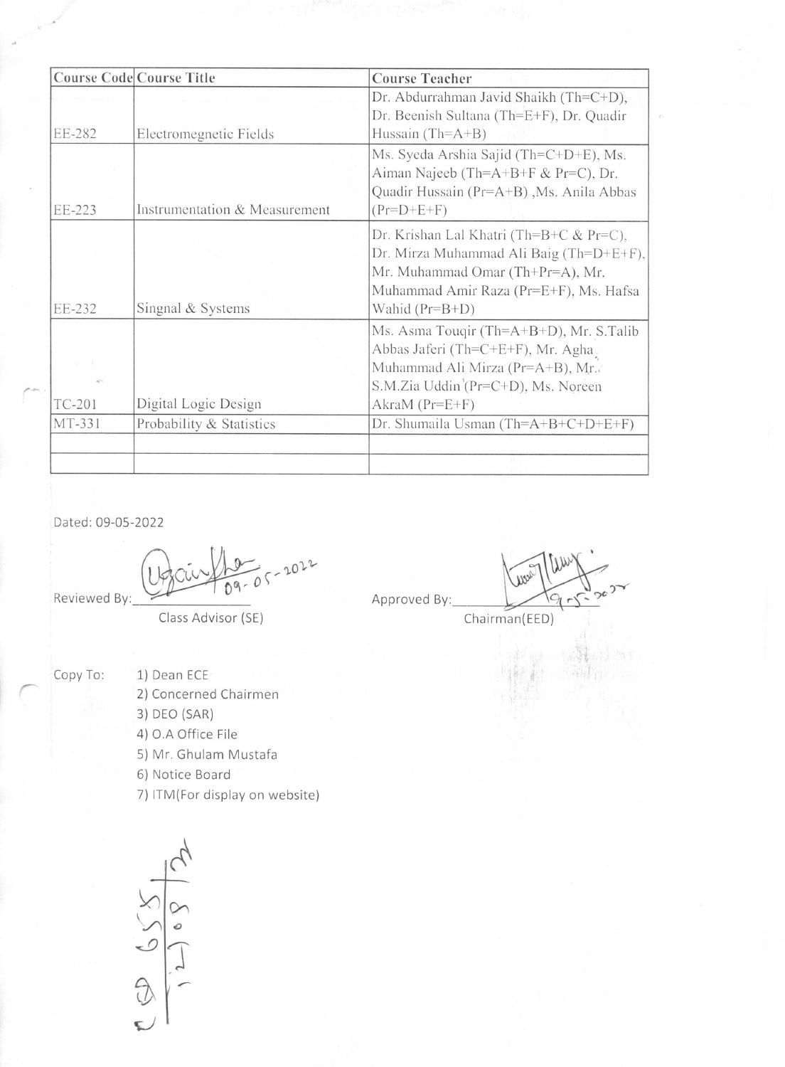| Course Code | Course Title | Course Teacher |
|---|---|---|
| EE-282 | Electromegnetic Fields | Dr. Abdurrahman Javid Shaikh (Th=C+D), Dr. Beenish Sultana (Th=E+F), Dr. Quadir Hussain (Th=A+B) |
| EE-223 | Instrumentation & Measurement | Ms. Syeda Arshia Sajid (Th=C+D+E), Ms. Aiman Najeeb (Th=A+B+F & Pr=C), Dr. Quadir Hussain (Pr=A+B) ,Ms. Anila Abbas (Pr=D+E+F) |
| EE-232 | Singnal & Systems | Dr. Krishan Lal Khatri (Th=B+C & Pr=C), Dr. Mirza Muhammad Ali Baig (Th=D+E+F), Mr. Muhammad Omar (Th+Pr=A), Mr. Muhammad Amir Raza (Pr=E+F), Ms. Hafsa Wahid (Pr=B+D) |
| TC-201 | Digital Logic Design | Ms. Asma Touqir (Th=A+B+D), Mr. S.Talib Abbas Jaferi (Th=C+E+F), Mr. Agha Muhammad Ali Mirza (Pr=A+B), Mr. S.M.Zia Uddin (Pr=C+D), Ms. Noreen AkraM (Pr=E+F) |
| MT-331 | Probability & Statistics | Dr. Shumaila Usman (Th=A+B+C+D+E+F) |
| | | |
| | | |

Dated: 09-05-2022

Reviewed By: *(signature)* 09-05-2022
Class Advisor (SE)

Approved By: *(signature)* 9-05-2022
Chairman(EED)

Copy To:
1) Dean ECE
2) Concerned Chairmen
3) DEO (SAR)
4) O.A Office File
5) Mr. Ghulam Mustafa
6) Notice Board
7) ITM(For display on website)